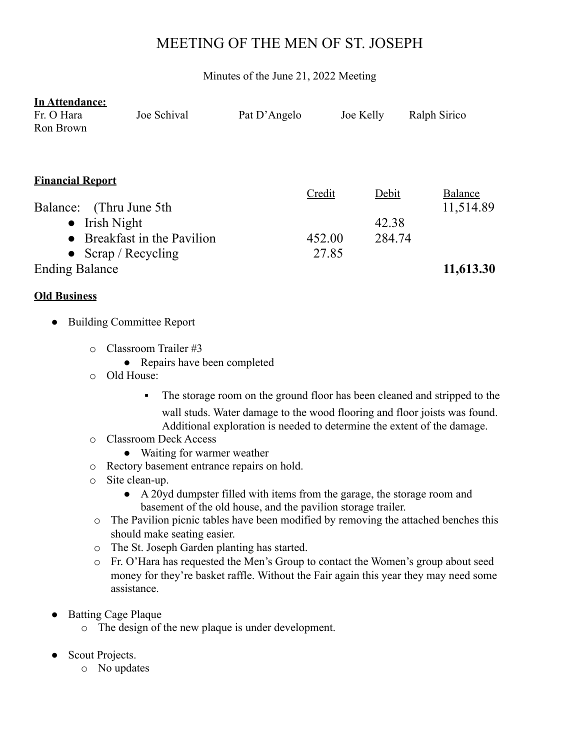# MEETING OF THE MEN OF ST. JOSEPH

Minutes of the June 21, 2022 Meeting

**In Attendance:**

Fr. O Hara    Joe Schival    Pat D'Angelo    Joe Kelly    Ralph Sirico
Ron Brown

**Financial Report**

| | Credit | Debit | Balance |
|---|---|---|---|
| Balance: (Thru June 5th | | | 11,514.89 |
| • Irish Night | | 42.38 | |
| • Breakfast in the Pavilion | 452.00 | 284.74 | |
| • Scrap / Recycling | 27.85 | | |
| Ending Balance | | | **11,613.30** |

**Old Business**

- Building Committee Report
  - Classroom Trailer #3
    - Repairs have been completed
  - Old House:
    - The storage room on the ground floor has been cleaned and stripped to the wall studs. Water damage to the wood flooring and floor joists was found. Additional exploration is needed to determine the extent of the damage.
  - Classroom Deck Access
    - Waiting for warmer weather
  - Rectory basement entrance repairs on hold.
  - Site clean-up.
    - A 20yd dumpster filled with items from the garage, the storage room and basement of the old house, and the pavilion storage trailer.
  - The Pavilion picnic tables have been modified by removing the attached benches this should make seating easier.
  - The St. Joseph Garden planting has started.
  - Fr. O'Hara has requested the Men's Group to contact the Women's group about seed money for they're basket raffle. Without the Fair again this year they may need some assistance.

- Batting Cage Plaque
  - The design of the new plaque is under development.

- Scout Projects.
  - No updates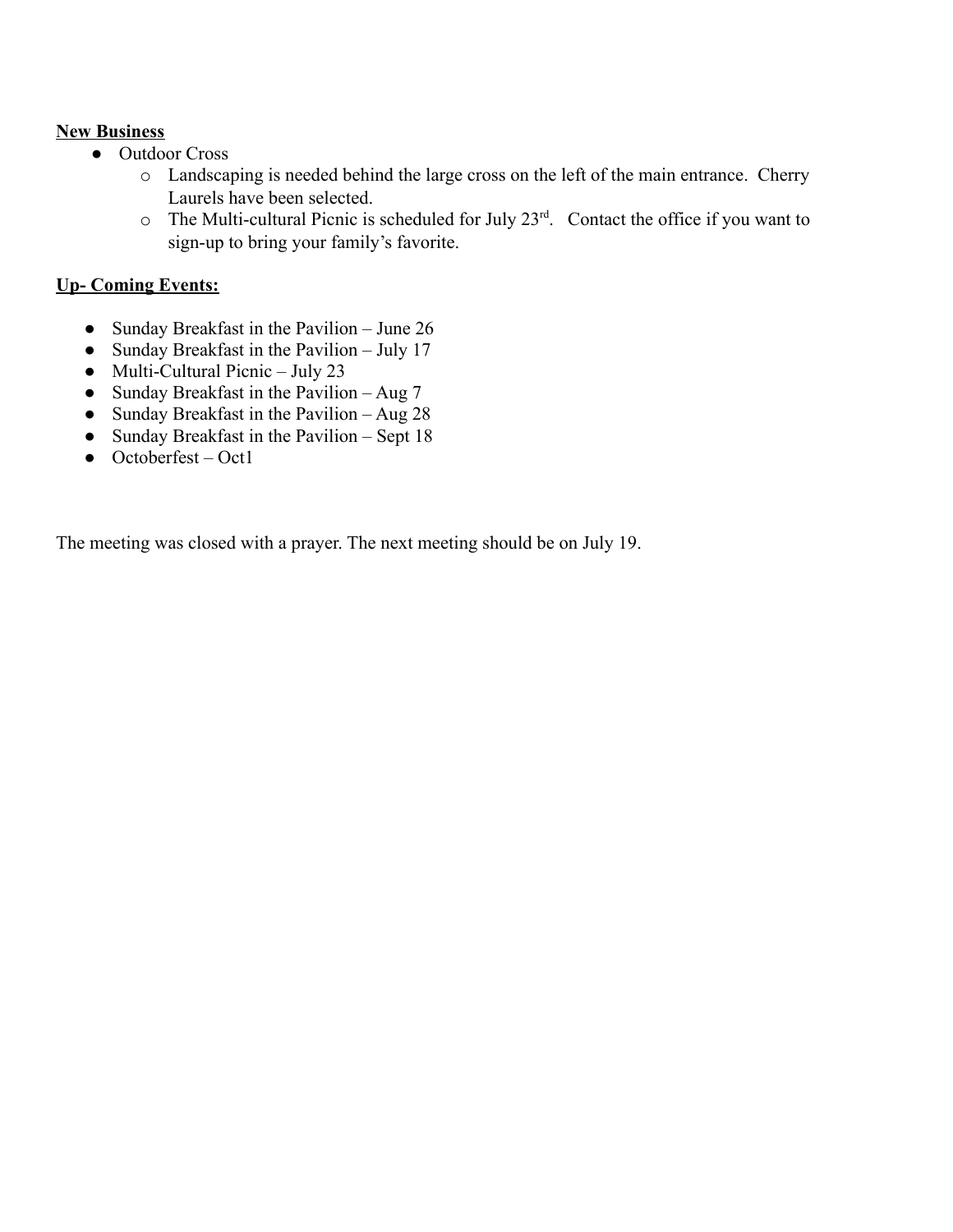**New Business**

- Outdoor Cross
  - Landscaping is needed behind the large cross on the left of the main entrance. Cherry Laurels have been selected.
  - The Multi-cultural Picnic is scheduled for July 23rd. Contact the office if you want to sign-up to bring your family's favorite.

**Up- Coming Events:**

- Sunday Breakfast in the Pavilion – June 26
- Sunday Breakfast in the Pavilion – July 17
- Multi-Cultural Picnic – July 23
- Sunday Breakfast in the Pavilion – Aug 7
- Sunday Breakfast in the Pavilion – Aug 28
- Sunday Breakfast in the Pavilion – Sept 18
- Octoberfest – Oct1

The meeting was closed with a prayer. The next meeting should be on July 19.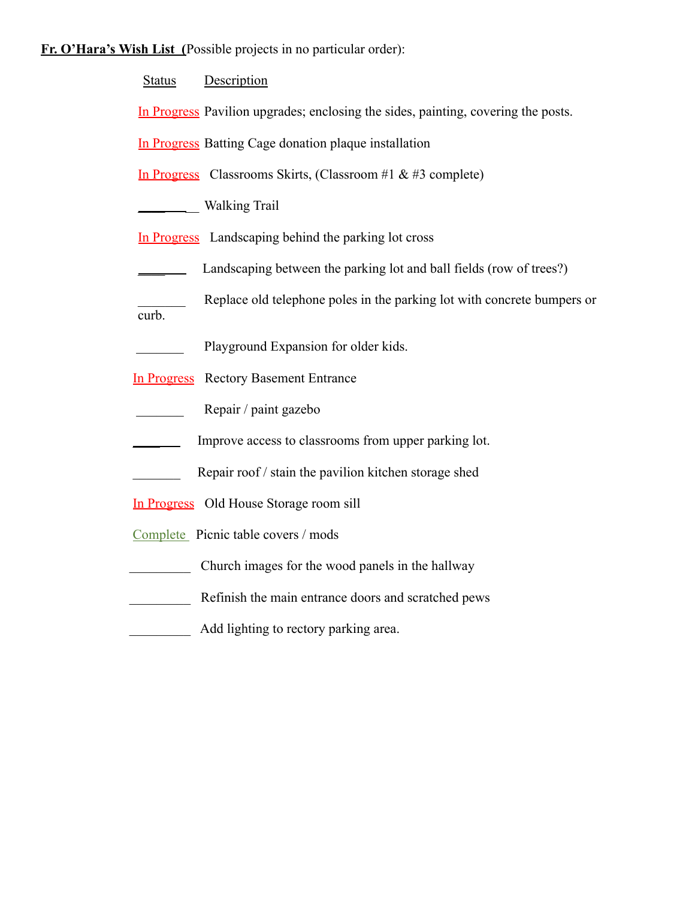**Fr. O'Hara's Wish List** (Possible projects in no particular order):

| Status | Description |
|---|---|
| In Progress | Pavilion upgrades; enclosing the sides, painting, covering the posts. |
| In Progress | Batting Cage donation plaque installation |
| In Progress | Classrooms Skirts, (Classroom #1 & #3 complete) |
| ________ | Walking Trail |
| In Progress | Landscaping behind the parking lot cross |
| ________ | Landscaping between the parking lot and ball fields (row of trees?) |
| ________ | Replace old telephone poles in the parking lot with concrete bumpers or curb. |
| ________ | Playground Expansion for older kids. |
| In Progress | Rectory Basement Entrance |
| ________ | Repair / paint gazebo |
| ________ | Improve access to classrooms from upper parking lot. |
| ________ | Repair roof / stain the pavilion kitchen storage shed |
| In Progress | Old House Storage room sill |
| Complete | Picnic table covers / mods |
| __________ | Church images for the wood panels in the hallway |
| __________ | Refinish the main entrance doors and scratched pews |
| __________ | Add lighting to rectory parking area. |